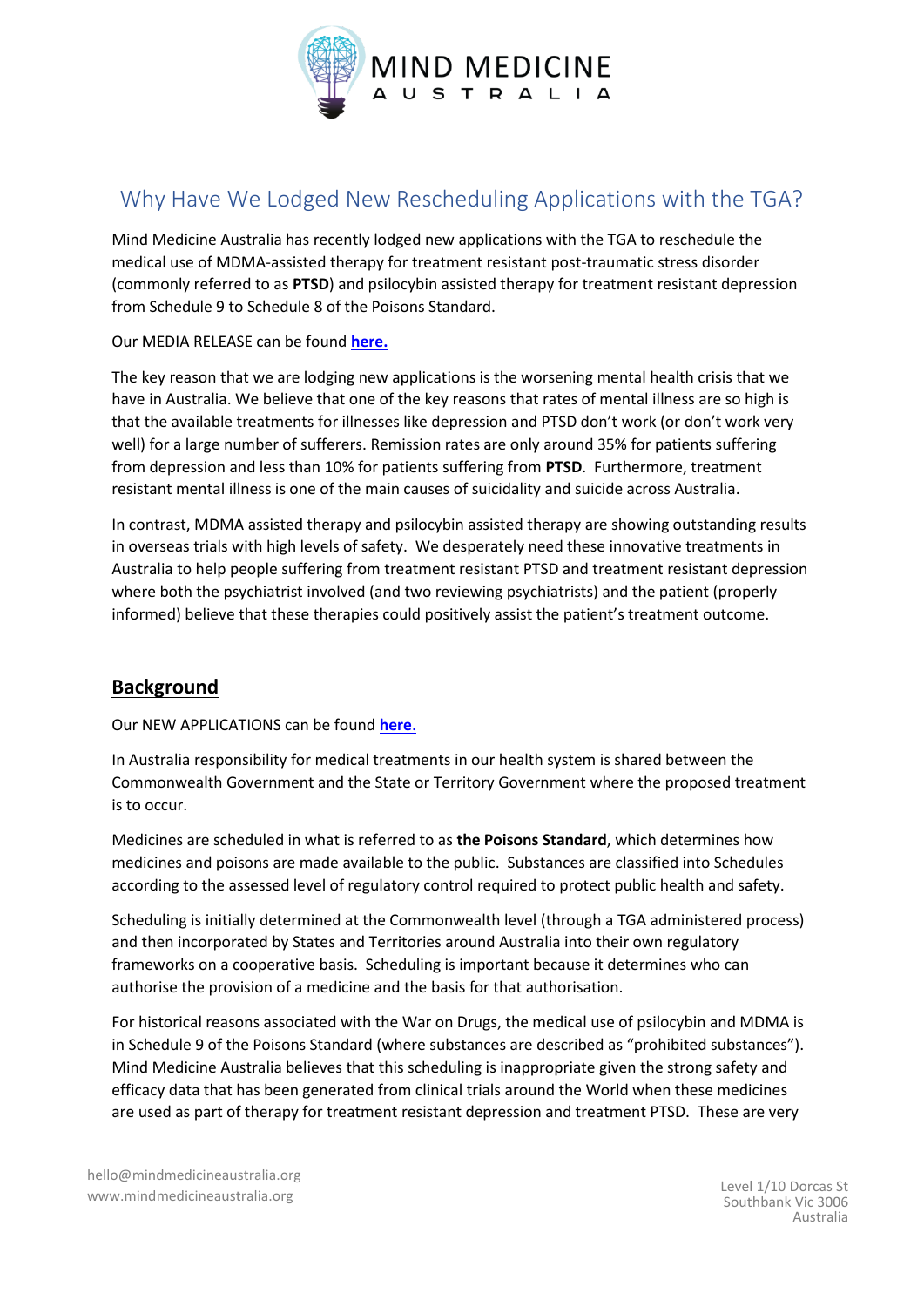# Why Have We Lodged New Rescheduling Applications with the TGA?

Mind Medicine Australia has recently lodged new applications with the TGA to reschedule the medical use of MDMA-assisted therapy for treatment resistant post-traumatic stress disorder (commonly referred to as **PTSD**) and psilocybin assisted therapy for treatment resistant depression from Schedule 9 to Schedule 8 of the Poisons Standard.

Our MEDIA RELEASE can be found **here.**

The key reason that we are lodging new applications is the worsening mental health crisis that we have in Australia. We believe that one of the key reasons that rates of mental illness are so high is that the available treatments for illnesses like depression and PTSD don't work (or don't work very well) for a large number of sufferers. Remission rates are only around 35% for patients suffering from depression and less than 10% for patients suffering from **PTSD**. Furthermore, treatment resistant mental illness is one of the main causes of suicidality and suicide across Australia.

In contrast, MDMA assisted therapy and psilocybin assisted therapy are showing outstanding results in overseas trials with high levels of safety. We desperately need these innovative treatments in Australia to help people suffering from treatment resistant PTSD and treatment resistant depression where both the psychiatrist involved (and two reviewing psychiatrists) and the patient (properly informed) believe that these therapies could positively assist the patient's treatment outcome.

## Background

Our NEW APPLICATIONS can be found **here**.

In Australia responsibility for medical treatments in our health system is shared between the Commonwealth Government and the State or Territory Government where the proposed treatment is to occur.

Medicines are scheduled in what is referred to as **the Poisons Standard**, which determines how medicines and poisons are made available to the public. Substances are classified into Schedules according to the assessed level of regulatory control required to protect public health and safety.

Scheduling is initially determined at the Commonwealth level (through a TGA administered process) and then incorporated by States and Territories around Australia into their own regulatory frameworks on a cooperative basis. Scheduling is important because it determines who can authorise the provision of a medicine and the basis for that authorisation.

For historical reasons associated with the War on Drugs, the medical use of psilocybin and MDMA is in Schedule 9 of the Poisons Standard (where substances are described as "prohibited substances"). Mind Medicine Australia believes that this scheduling is inappropriate given the strong safety and efficacy data that has been generated from clinical trials around the World when these medicines are used as part of therapy for treatment resistant depression and treatment PTSD. These are very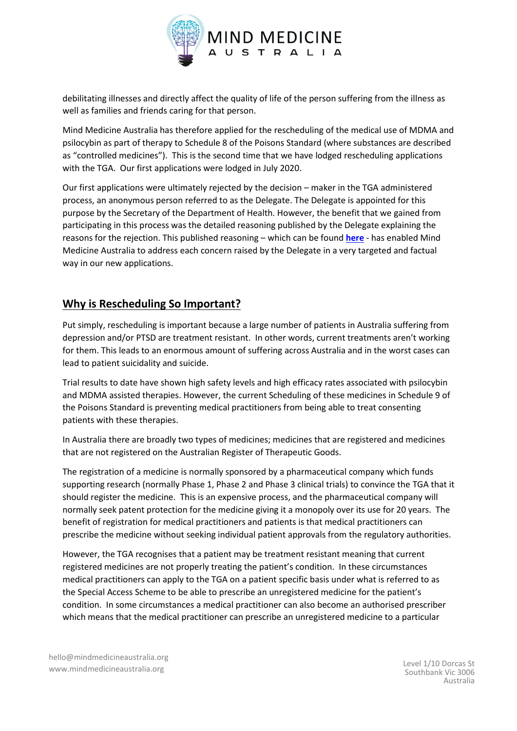debilitating illnesses and directly affect the quality of life of the person suffering from the illness as well as families and friends caring for that person.

Mind Medicine Australia has therefore applied for the rescheduling of the medical use of MDMA and psilocybin as part of therapy to Schedule 8 of the Poisons Standard (where substances are described as "controlled medicines"). This is the second time that we have lodged rescheduling applications with the TGA. Our first applications were lodged in July 2020.

Our first applications were ultimately rejected by the decision – maker in the TGA administered process, an anonymous person referred to as the Delegate. The Delegate is appointed for this purpose by the Secretary of the Department of Health. However, the benefit that we gained from participating in this process was the detailed reasoning published by the Delegate explaining the reasons for the rejection. This published reasoning – which can be found **here** - has enabled Mind Medicine Australia to address each concern raised by the Delegate in a very targeted and factual way in our new applications.

## Why is Rescheduling So Important?

Put simply, rescheduling is important because a large number of patients in Australia suffering from depression and/or PTSD are treatment resistant. In other words, current treatments aren't working for them. This leads to an enormous amount of suffering across Australia and in the worst cases can lead to patient suicidality and suicide.

Trial results to date have shown high safety levels and high efficacy rates associated with psilocybin and MDMA assisted therapies. However, the current Scheduling of these medicines in Schedule 9 of the Poisons Standard is preventing medical practitioners from being able to treat consenting patients with these therapies.

In Australia there are broadly two types of medicines; medicines that are registered and medicines that are not registered on the Australian Register of Therapeutic Goods.

The registration of a medicine is normally sponsored by a pharmaceutical company which funds supporting research (normally Phase 1, Phase 2 and Phase 3 clinical trials) to convince the TGA that it should register the medicine. This is an expensive process, and the pharmaceutical company will normally seek patent protection for the medicine giving it a monopoly over its use for 20 years. The benefit of registration for medical practitioners and patients is that medical practitioners can prescribe the medicine without seeking individual patient approvals from the regulatory authorities.

However, the TGA recognises that a patient may be treatment resistant meaning that current registered medicines are not properly treating the patient's condition. In these circumstances medical practitioners can apply to the TGA on a patient specific basis under what is referred to as the Special Access Scheme to be able to prescribe an unregistered medicine for the patient's condition. In some circumstances a medical practitioner can also become an authorised prescriber which means that the medical practitioner can prescribe an unregistered medicine to a particular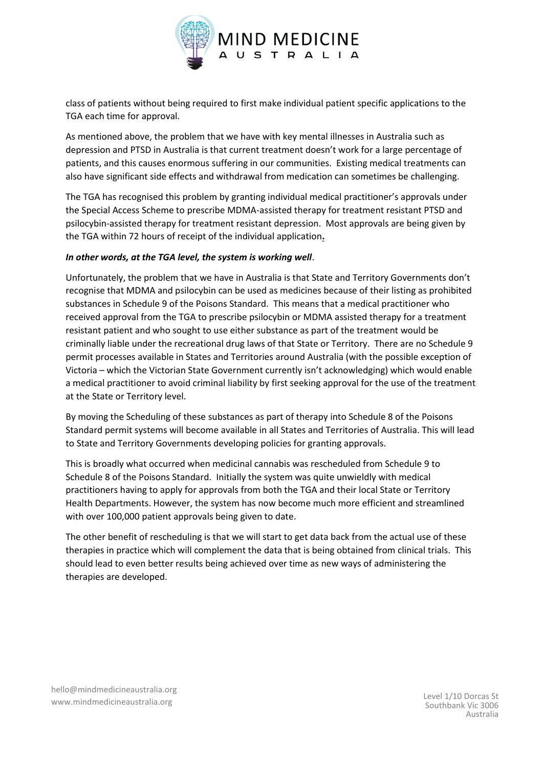class of patients without being required to first make individual patient specific applications to the TGA each time for approval.

As mentioned above, the problem that we have with key mental illnesses in Australia such as depression and PTSD in Australia is that current treatment doesn't work for a large percentage of patients, and this causes enormous suffering in our communities. Existing medical treatments can also have significant side effects and withdrawal from medication can sometimes be challenging.

The TGA has recognised this problem by granting individual medical practitioner's approvals under the Special Access Scheme to prescribe MDMA-assisted therapy for treatment resistant PTSD and psilocybin-assisted therapy for treatment resistant depression. Most approvals are being given by the TGA within 72 hours of receipt of the individual application.

***In other words, at the TGA level, the system is working well***.

Unfortunately, the problem that we have in Australia is that State and Territory Governments don't recognise that MDMA and psilocybin can be used as medicines because of their listing as prohibited substances in Schedule 9 of the Poisons Standard. This means that a medical practitioner who received approval from the TGA to prescribe psilocybin or MDMA assisted therapy for a treatment resistant patient and who sought to use either substance as part of the treatment would be criminally liable under the recreational drug laws of that State or Territory. There are no Schedule 9 permit processes available in States and Territories around Australia (with the possible exception of Victoria – which the Victorian State Government currently isn't acknowledging) which would enable a medical practitioner to avoid criminal liability by first seeking approval for the use of the treatment at the State or Territory level.

By moving the Scheduling of these substances as part of therapy into Schedule 8 of the Poisons Standard permit systems will become available in all States and Territories of Australia. This will lead to State and Territory Governments developing policies for granting approvals.

This is broadly what occurred when medicinal cannabis was rescheduled from Schedule 9 to Schedule 8 of the Poisons Standard. Initially the system was quite unwieldy with medical practitioners having to apply for approvals from both the TGA and their local State or Territory Health Departments. However, the system has now become much more efficient and streamlined with over 100,000 patient approvals being given to date.

The other benefit of rescheduling is that we will start to get data back from the actual use of these therapies in practice which will complement the data that is being obtained from clinical trials. This should lead to even better results being achieved over time as new ways of administering the therapies are developed.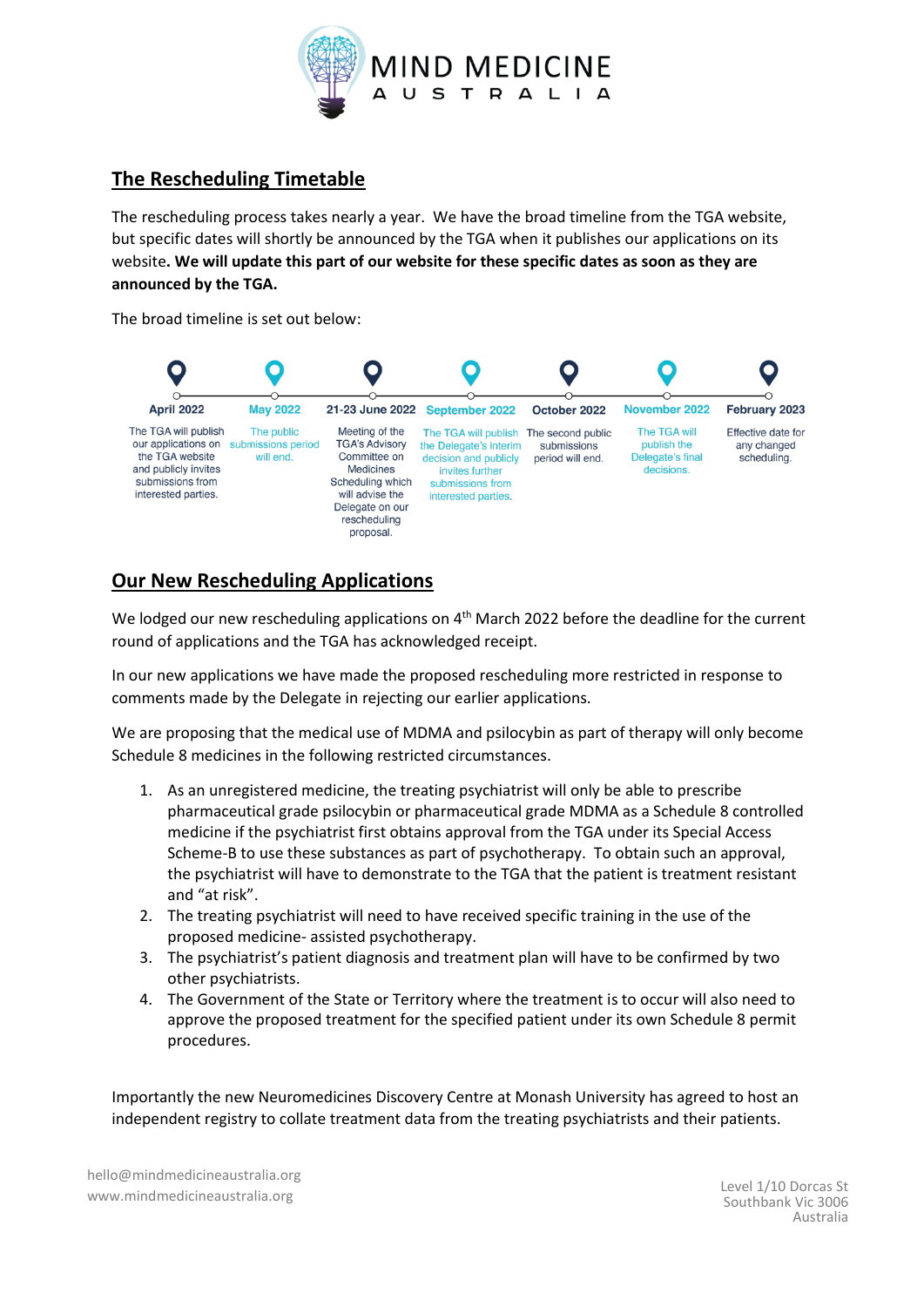## The Rescheduling Timetable

The rescheduling process takes nearly a year. We have the broad timeline from the TGA website, but specific dates will shortly be announced by the TGA when it publishes our applications on its website. **We will update this part of our website for these specific dates as soon as they are announced by the TGA.**

The broad timeline is set out below:

| April 2022 | May 2022 | 21-23 June 2022 | September 2022 | October 2022 | November 2022 | February 2023 |
|---|---|---|---|---|---|---|
| The TGA will publish our applications on the TGA website and publicly invites submissions from interested parties. | The public submissions period will end. | Meeting of the TGA's Advisory Committee on Medicines Scheduling which will advise the Delegate on our rescheduling proposal. | The TGA will publish the Delegate's interim decision and publicly invites further submissions from interested parties. | The second public submissions period will end. | The TGA will publish the Delegate's final decisions. | Effective date for any changed scheduling. |

## Our New Rescheduling Applications

We lodged our new rescheduling applications on 4th March 2022 before the deadline for the current round of applications and the TGA has acknowledged receipt.

In our new applications we have made the proposed rescheduling more restricted in response to comments made by the Delegate in rejecting our earlier applications.

We are proposing that the medical use of MDMA and psilocybin as part of therapy will only become Schedule 8 medicines in the following restricted circumstances.

1. As an unregistered medicine, the treating psychiatrist will only be able to prescribe pharmaceutical grade psilocybin or pharmaceutical grade MDMA as a Schedule 8 controlled medicine if the psychiatrist first obtains approval from the TGA under its Special Access Scheme-B to use these substances as part of psychotherapy. To obtain such an approval, the psychiatrist will have to demonstrate to the TGA that the patient is treatment resistant and "at risk".
2. The treating psychiatrist will need to have received specific training in the use of the proposed medicine- assisted psychotherapy.
3. The psychiatrist's patient diagnosis and treatment plan will have to be confirmed by two other psychiatrists.
4. The Government of the State or Territory where the treatment is to occur will also need to approve the proposed treatment for the specified patient under its own Schedule 8 permit procedures.

Importantly the new Neuromedicines Discovery Centre at Monash University has agreed to host an independent registry to collate treatment data from the treating psychiatrists and their patients.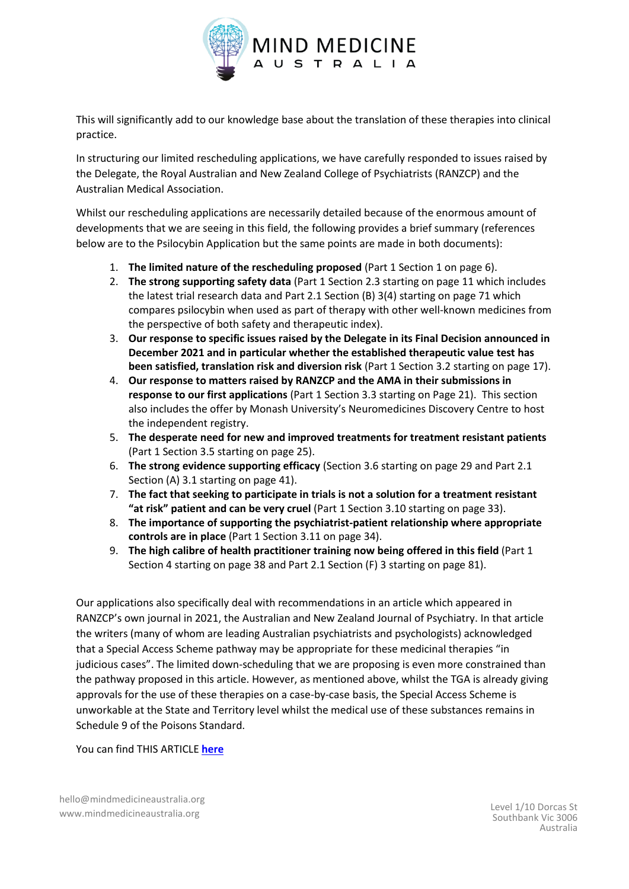This will significantly add to our knowledge base about the translation of these therapies into clinical practice.

In structuring our limited rescheduling applications, we have carefully responded to issues raised by the Delegate, the Royal Australian and New Zealand College of Psychiatrists (RANZCP) and the Australian Medical Association.

Whilst our rescheduling applications are necessarily detailed because of the enormous amount of developments that we are seeing in this field, the following provides a brief summary (references below are to the Psilocybin Application but the same points are made in both documents):

1. **The limited nature of the rescheduling proposed** (Part 1 Section 1 on page 6).
2. **The strong supporting safety data** (Part 1 Section 2.3 starting on page 11 which includes the latest trial research data and Part 2.1 Section (B) 3(4) starting on page 71 which compares psilocybin when used as part of therapy with other well-known medicines from the perspective of both safety and therapeutic index).
3. **Our response to specific issues raised by the Delegate in its Final Decision announced in December 2021 and in particular whether the established therapeutic value test has been satisfied, translation risk and diversion risk** (Part 1 Section 3.2 starting on page 17).
4. **Our response to matters raised by RANZCP and the AMA in their submissions in response to our first applications** (Part 1 Section 3.3 starting on Page 21). This section also includes the offer by Monash University's Neuromedicines Discovery Centre to host the independent registry.
5. **The desperate need for new and improved treatments for treatment resistant patients** (Part 1 Section 3.5 starting on page 25).
6. **The strong evidence supporting efficacy** (Section 3.6 starting on page 29 and Part 2.1 Section (A) 3.1 starting on page 41).
7. **The fact that seeking to participate in trials is not a solution for a treatment resistant "at risk" patient and can be very cruel** (Part 1 Section 3.10 starting on page 33).
8. **The importance of supporting the psychiatrist-patient relationship where appropriate controls are in place** (Part 1 Section 3.11 on page 34).
9. **The high calibre of health practitioner training now being offered in this field** (Part 1 Section 4 starting on page 38 and Part 2.1 Section (F) 3 starting on page 81).

Our applications also specifically deal with recommendations in an article which appeared in RANZCP's own journal in 2021, the Australian and New Zealand Journal of Psychiatry. In that article the writers (many of whom are leading Australian psychiatrists and psychologists) acknowledged that a Special Access Scheme pathway may be appropriate for these medicinal therapies "in judicious cases". The limited down-scheduling that we are proposing is even more constrained than the pathway proposed in this article. However, as mentioned above, whilst the TGA is already giving approvals for the use of these therapies on a case-by-case basis, the Special Access Scheme is unworkable at the State and Territory level whilst the medical use of these substances remains in Schedule 9 of the Poisons Standard.

You can find THIS ARTICLE **here**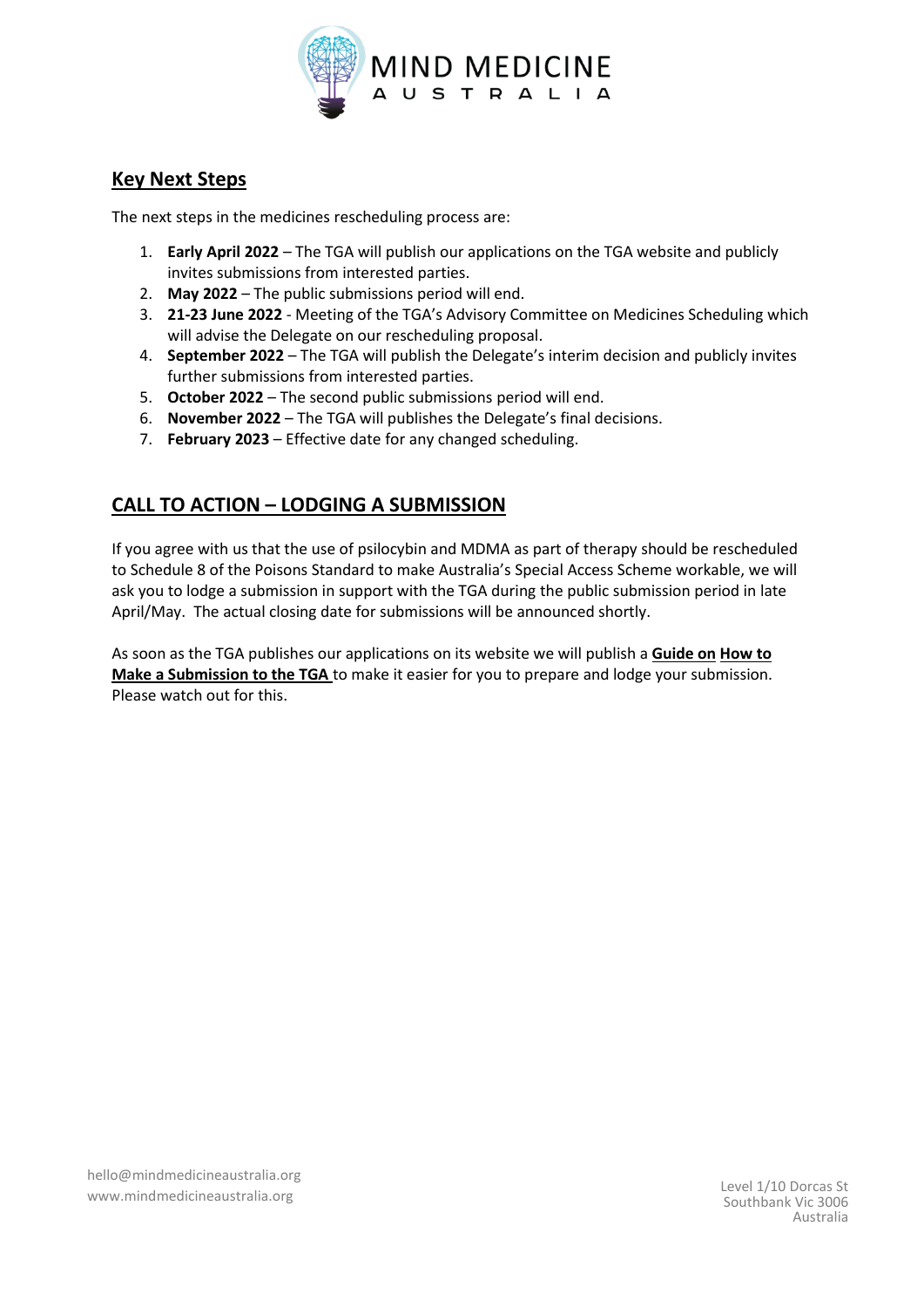## Key Next Steps

The next steps in the medicines rescheduling process are:

1. **Early April 2022** – The TGA will publish our applications on the TGA website and publicly invites submissions from interested parties.
2. **May 2022** – The public submissions period will end.
3. **21-23 June 2022** - Meeting of the TGA's Advisory Committee on Medicines Scheduling which will advise the Delegate on our rescheduling proposal.
4. **September 2022** – The TGA will publish the Delegate's interim decision and publicly invites further submissions from interested parties.
5. **October 2022** – The second public submissions period will end.
6. **November 2022** – The TGA will publishes the Delegate's final decisions.
7. **February 2023** – Effective date for any changed scheduling.

## CALL TO ACTION – LODGING A SUBMISSION

If you agree with us that the use of psilocybin and MDMA as part of therapy should be rescheduled to Schedule 8 of the Poisons Standard to make Australia's Special Access Scheme workable, we will ask you to lodge a submission in support with the TGA during the public submission period in late April/May. The actual closing date for submissions will be announced shortly.

As soon as the TGA publishes our applications on its website we will publish a **Guide on How to Make a Submission to the TGA** to make it easier for you to prepare and lodge your submission. Please watch out for this.